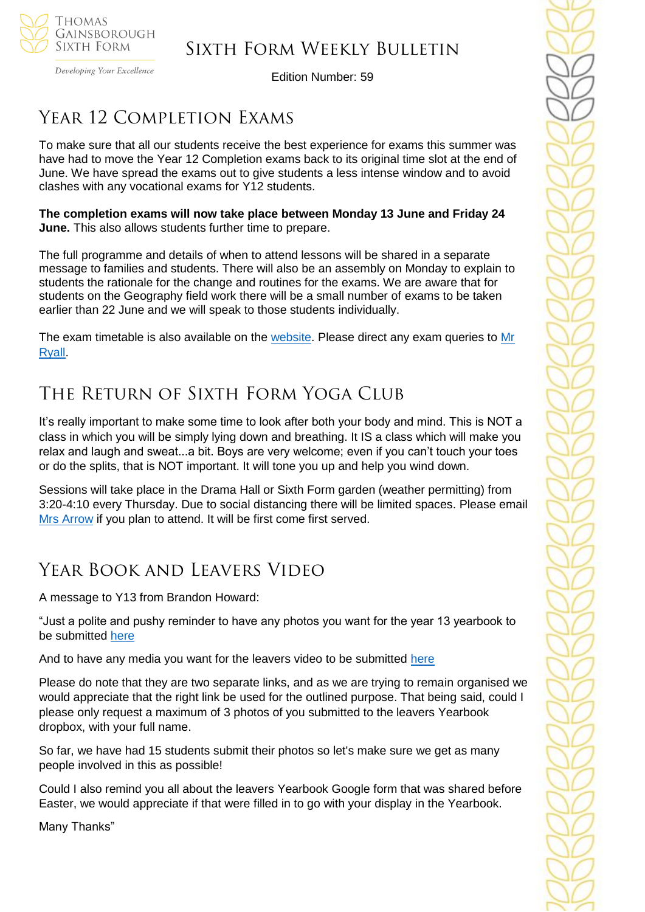# Sixth Form Weekly Bulletin

Edition Number: 59

## Year 12 Completion Exams

To make sure that all our students receive the best experience for exams this summer was have had to move the Year 12 Completion exams back to its original time slot at the end of June. We have spread the exams out to give students a less intense window and to avoid clashes with any vocational exams for Y12 students.

**The completion exams will now take place between Monday 13 June and Friday 24 June.** This also allows students further time to prepare.

The full programme and details of when to attend lessons will be shared in a separate message to families and students. There will also be an assembly on Monday to explain to students the rationale for the change and routines for the exams. We are aware that for students on the Geography field work there will be a small number of exams to be taken earlier than 22 June and we will speak to those students individually.

The exam timetable is also available on the website. Please direct any exam queries to Mr Ryall.

## The Return of Sixth Form Yoga Club

It's really important to make some time to look after both your body and mind. This is NOT a class in which you will be simply lying down and breathing. It IS a class which will make you relax and laugh and sweat...a bit. Boys are very welcome; even if you can't touch your toes or do the splits, that is NOT important. It will tone you up and help you wind down.

Sessions will take place in the Drama Hall or Sixth Form garden (weather permitting) from 3:20-4:10 every Thursday. Due to social distancing there will be limited spaces. Please email Mrs Arrow if you plan to attend. It will be first come first served.

## Year Book and Leavers Video

A message to Y13 from Brandon Howard:

"Just a polite and pushy reminder to have any photos you want for the year 13 yearbook to be submitted here

And to have any media you want for the leavers video to be submitted here

Please do note that they are two separate links, and as we are trying to remain organised we would appreciate that the right link be used for the outlined purpose. That being said, could I please only request a maximum of 3 photos of you submitted to the leavers Yearbook dropbox, with your full name.

So far, we have had 15 students submit their photos so let's make sure we get as many people involved in this as possible!

Could I also remind you all about the leavers Yearbook Google form that was shared before Easter, we would appreciate if that were filled in to go with your display in the Yearbook.

Many Thanks"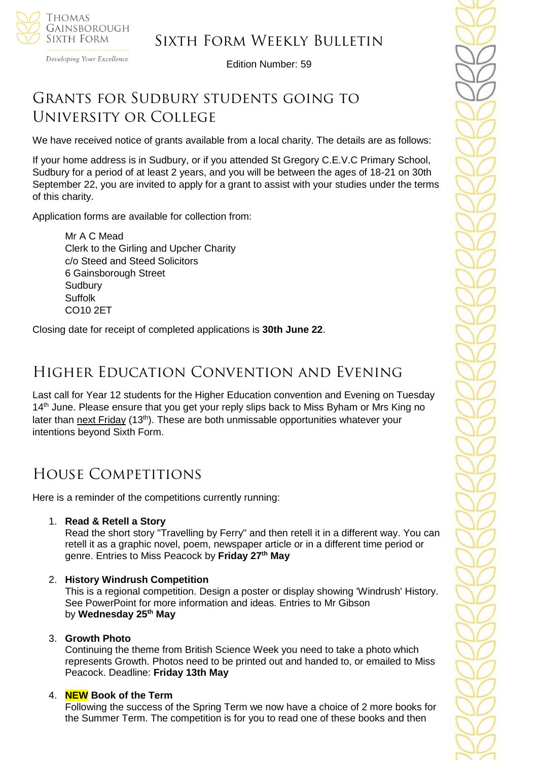## Grants for Sudbury students going to University or College

We have received notice of grants available from a local charity. The details are as follows:

If your home address is in Sudbury, or if you attended St Gregory C.E.V.C Primary School, Sudbury for a period of at least 2 years, and you will be between the ages of 18-21 on 30th September 22, you are invited to apply for a grant to assist with your studies under the terms of this charity.

Application forms are available for collection from:

> Mr A C Mead
> Clerk to the Girling and Upcher Charity
> c/o Steed and Steed Solicitors
> 6 Gainsborough Street
> Sudbury
> Suffolk
> CO10 2ET

Closing date for receipt of completed applications is **30th June 22**.

## Higher Education Convention and Evening

Last call for Year 12 students for the Higher Education convention and Evening on Tuesday 14th June. Please ensure that you get your reply slips back to Miss Byham or Mrs King no later than next Friday (13th). These are both unmissable opportunities whatever your intentions beyond Sixth Form.

## House Competitions

Here is a reminder of the competitions currently running:

1. **Read & Retell a Story**
   Read the short story "Travelling by Ferry" and then retell it in a different way. You can retell it as a graphic novel, poem, newspaper article or in a different time period or genre. Entries to Miss Peacock by **Friday 27th May**

2. **History Windrush Competition**
   This is a regional competition. Design a poster or display showing 'Windrush' History. See PowerPoint for more information and ideas. Entries to Mr Gibson by **Wednesday 25th May**

3. **Growth Photo**
   Continuing the theme from British Science Week you need to take a photo which represents Growth. Photos need to be printed out and handed to, or emailed to Miss Peacock. Deadline: **Friday 13th May**

4. **NEW Book of the Term**
   Following the success of the Spring Term we now have a choice of 2 more books for the Summer Term. The competition is for you to read one of these books and then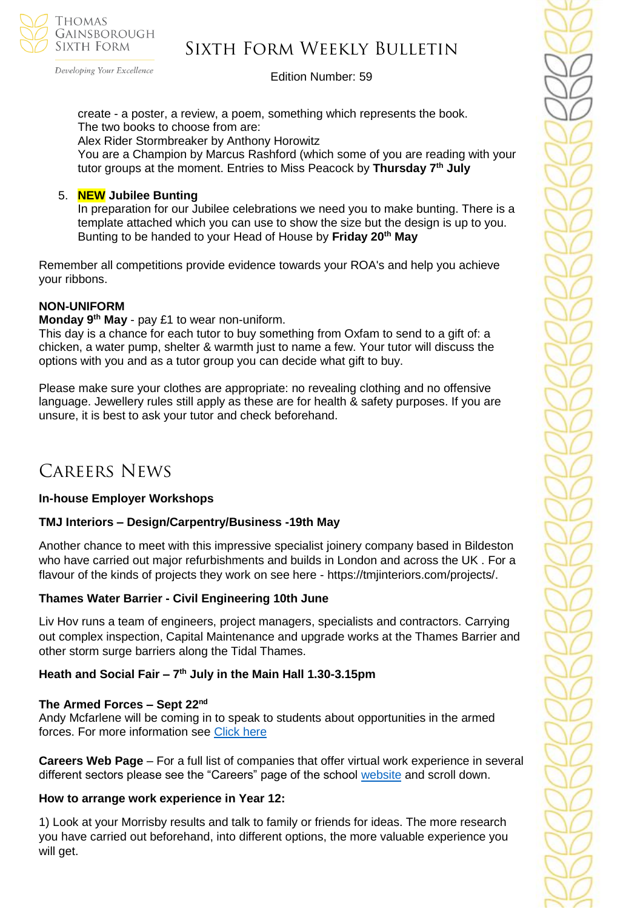create - a poster, a review, a poem, something which represents the book.
The two books to choose from are:
Alex Rider Stormbreaker by Anthony Horowitz
You are a Champion by Marcus Rashford (which some of you are reading with your tutor groups at the moment. Entries to Miss Peacock by **Thursday 7th July**

5. **NEW Jubilee Bunting**
In preparation for our Jubilee celebrations we need you to make bunting. There is a template attached which you can use to show the size but the design is up to you. Bunting to be handed to your Head of House by **Friday 20th May**

Remember all competitions provide evidence towards your ROA's and help you achieve your ribbons.

**NON-UNIFORM**

**Monday 9th May** - pay £1 to wear non-uniform.
This day is a chance for each tutor to buy something from Oxfam to send to a gift of: a chicken, a water pump, shelter & warmth just to name a few. Your tutor will discuss the options with you and as a tutor group you can decide what gift to buy.

Please make sure your clothes are appropriate: no revealing clothing and no offensive language. Jewellery rules still apply as these are for health & safety purposes. If you are unsure, it is best to ask your tutor and check beforehand.

# Careers News

**In-house Employer Workshops**

**TMJ Interiors – Design/Carpentry/Business -19th May**

Another chance to meet with this impressive specialist joinery company based in Bildeston who have carried out major refurbishments and builds in London and across the UK . For a flavour of the kinds of projects they work on see here - https://tmjinteriors.com/projects/.

**Thames Water Barrier - Civil Engineering 10th June**

Liv Hov runs a team of engineers, project managers, specialists and contractors. Carrying out complex inspection, Capital Maintenance and upgrade works at the Thames Barrier and other storm surge barriers along the Tidal Thames.

**Heath and Social Fair – 7th July in the Main Hall 1.30-3.15pm**

**The Armed Forces – Sept 22nd**
Andy Mcfarlene will be coming in to speak to students about opportunities in the armed forces. For more information see Click here

**Careers Web Page** – For a full list of companies that offer virtual work experience in several different sectors please see the "Careers" page of the school website and scroll down.

**How to arrange work experience in Year 12:**

1) Look at your Morrisby results and talk to family or friends for ideas. The more research you have carried out beforehand, into different options, the more valuable experience you will get.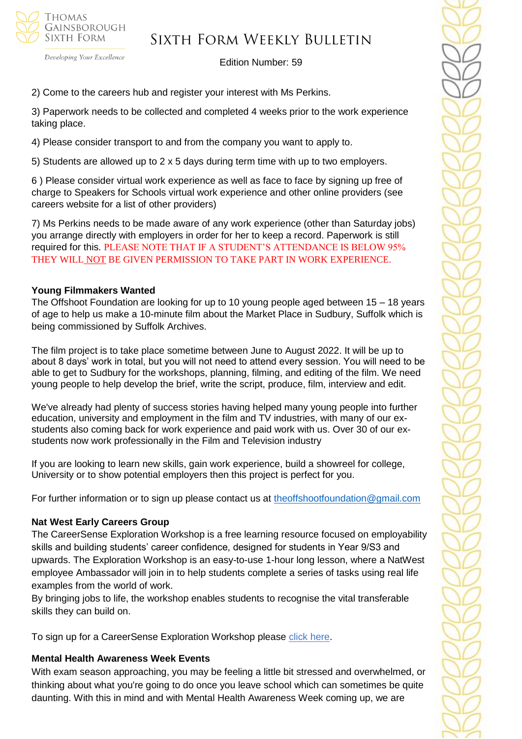2) Come to the careers hub and register your interest with Ms Perkins.

3) Paperwork needs to be collected and completed 4 weeks prior to the work experience taking place.

4) Please consider transport to and from the company you want to apply to.

5) Students are allowed up to 2 x 5 days during term time with up to two employers.

6 ) Please consider virtual work experience as well as face to face by signing up free of charge to Speakers for Schools virtual work experience and other online providers (see careers website for a list of other providers)

7) Ms Perkins needs to be made aware of any work experience (other than Saturday jobs) you arrange directly with employers in order for her to keep a record. Paperwork is still required for this. PLEASE NOTE THAT IF A STUDENT'S ATTENDANCE IS BELOW 95% THEY WILL NOT BE GIVEN PERMISSION TO TAKE PART IN WORK EXPERIENCE.

**Young Filmmakers Wanted**

The Offshoot Foundation are looking for up to 10 young people aged between 15 – 18 years of age to help us make a 10-minute film about the Market Place in Sudbury, Suffolk which is being commissioned by Suffolk Archives.

The film project is to take place sometime between June to August 2022. It will be up to about 8 days' work in total, but you will not need to attend every session. You will need to be able to get to Sudbury for the workshops, planning, filming, and editing of the film. We need young people to help develop the brief, write the script, produce, film, interview and edit.

We've already had plenty of success stories having helped many young people into further education, university and employment in the film and TV industries, with many of our ex-students also coming back for work experience and paid work with us. Over 30 of our ex-students now work professionally in the Film and Television industry

If you are looking to learn new skills, gain work experience, build a showreel for college, University or to show potential employers then this project is perfect for you.

For further information or to sign up please contact us at theoffshootfoundation@gmail.com

**Nat West Early Careers Group**

The CareerSense Exploration Workshop is a free learning resource focused on employability skills and building students' career confidence, designed for students in Year 9/S3 and upwards. The Exploration Workshop is an easy-to-use 1-hour long lesson, where a NatWest employee Ambassador will join in to help students complete a series of tasks using real life examples from the world of work.

By bringing jobs to life, the workshop enables students to recognise the vital transferable skills they can build on.

To sign up for a CareerSense Exploration Workshop please click here.

**Mental Health Awareness Week Events**

With exam season approaching, you may be feeling a little bit stressed and overwhelmed, or thinking about what you're going to do once you leave school which can sometimes be quite daunting. With this in mind and with Mental Health Awareness Week coming up, we are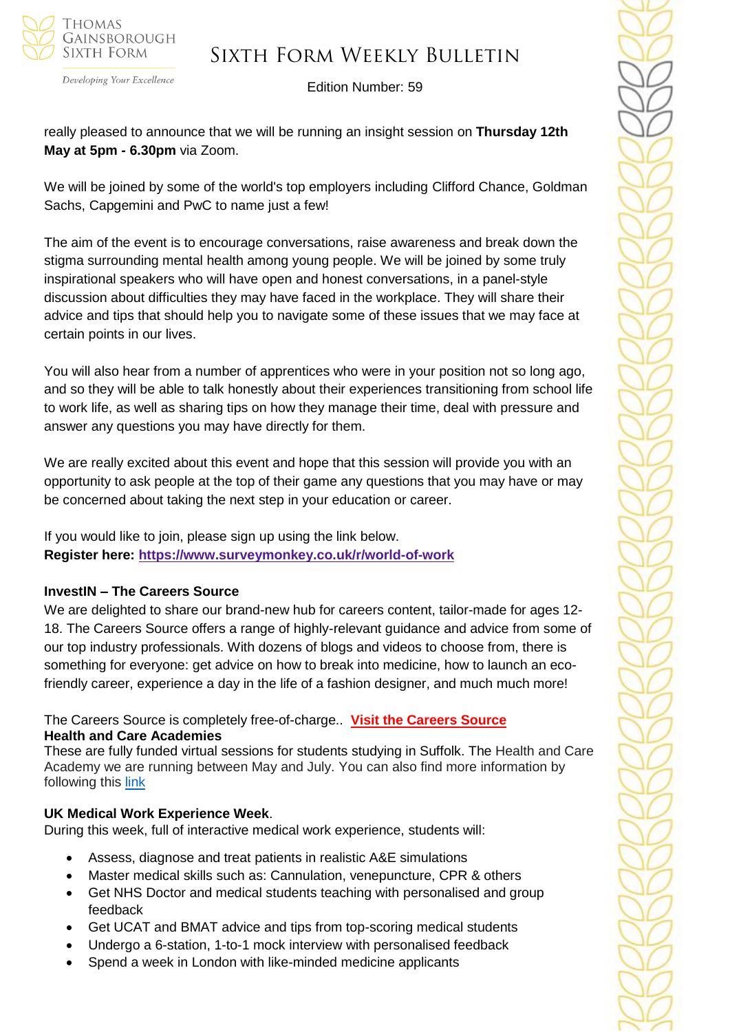really pleased to announce that we will be running an insight session on **Thursday 12th May at 5pm - 6.30pm** via Zoom.

We will be joined by some of the world's top employers including Clifford Chance, Goldman Sachs, Capgemini and PwC to name just a few!

The aim of the event is to encourage conversations, raise awareness and break down the stigma surrounding mental health among young people. We will be joined by some truly inspirational speakers who will have open and honest conversations, in a panel-style discussion about difficulties they may have faced in the workplace. They will share their advice and tips that should help you to navigate some of these issues that we may face at certain points in our lives.

You will also hear from a number of apprentices who were in your position not so long ago, and so they will be able to talk honestly about their experiences transitioning from school life to work life, as well as sharing tips on how they manage their time, deal with pressure and answer any questions you may have directly for them.

We are really excited about this event and hope that this session will provide you with an opportunity to ask people at the top of their game any questions that you may have or may be concerned about taking the next step in your education or career.

If you would like to join, please sign up using the link below.
**Register here: https://www.surveymonkey.co.uk/r/world-of-work**

**InvestIN – The Careers Source**

We are delighted to share our brand-new hub for careers content, tailor-made for ages 12-18. The Careers Source offers a range of highly-relevant guidance and advice from some of our top industry professionals. With dozens of blogs and videos to choose from, there is something for everyone: get advice on how to break into medicine, how to launch an eco-friendly career, experience a day in the life of a fashion designer, and much much more!

The Careers Source is completely free-of-charge.. **Visit the Careers Source**

**Health and Care Academies**

These are fully funded virtual sessions for students studying in Suffolk. The Health and Care Academy we are running between May and July. You can also find more information by following this link

**UK Medical Work Experience Week**.

During this week, full of interactive medical work experience, students will:

- Assess, diagnose and treat patients in realistic A&E simulations
- Master medical skills such as: Cannulation, venepuncture, CPR & others
- Get NHS Doctor and medical students teaching with personalised and group feedback
- Get UCAT and BMAT advice and tips from top-scoring medical students
- Undergo a 6-station, 1-to-1 mock interview with personalised feedback
- Spend a week in London with like-minded medicine applicants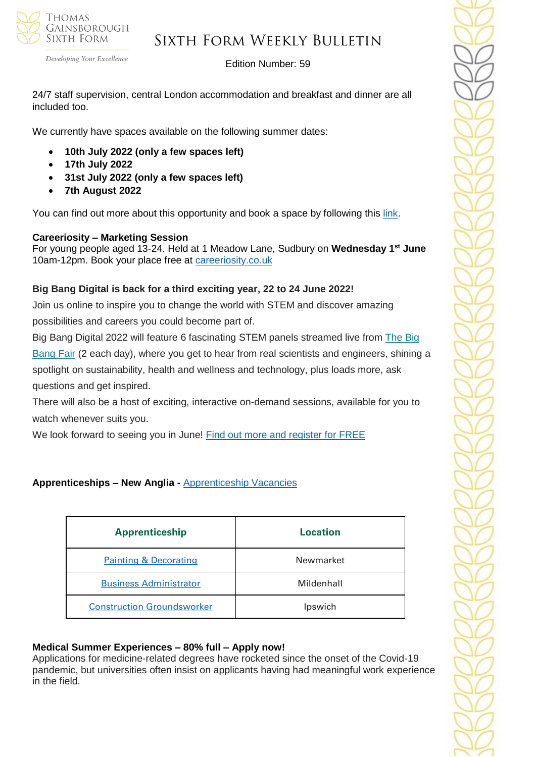24/7 staff supervision, central London accommodation and breakfast and dinner are all included too.

We currently have spaces available on the following summer dates:

- **10th July 2022 (only a few spaces left)**
- **17th July 2022**
- **31st July 2022 (only a few spaces left)**
- **7th August 2022**

You can find out more about this opportunity and book a space by following this link.

**Careeriosity – Marketing Session**
For young people aged 13-24. Held at 1 Meadow Lane, Sudbury on **Wednesday 1st June** 10am-12pm. Book your place free at careeriosity.co.uk

**Big Bang Digital is back for a third exciting year, 22 to 24 June 2022!**

Join us online to inspire you to change the world with STEM and discover amazing possibilities and careers you could become part of.

Big Bang Digital 2022 will feature 6 fascinating STEM panels streamed live from The Big Bang Fair (2 each day), where you get to hear from real scientists and engineers, shining a spotlight on sustainability, health and wellness and technology, plus loads more, ask questions and get inspired.

There will also be a host of exciting, interactive on-demand sessions, available for you to watch whenever suits you.

We look forward to seeing you in June! Find out more and register for FREE

**Apprenticeships – New Anglia -** Apprenticeship Vacancies

| Apprenticeship | Location |
| --- | --- |
| Painting & Decorating | Newmarket |
| Business Administrator | Mildenhall |
| Construction Groundsworker | Ipswich |

**Medical Summer Experiences – 80% full – Apply now!**
Applications for medicine-related degrees have rocketed since the onset of the Covid-19 pandemic, but universities often insist on applicants having had meaningful work experience in the field.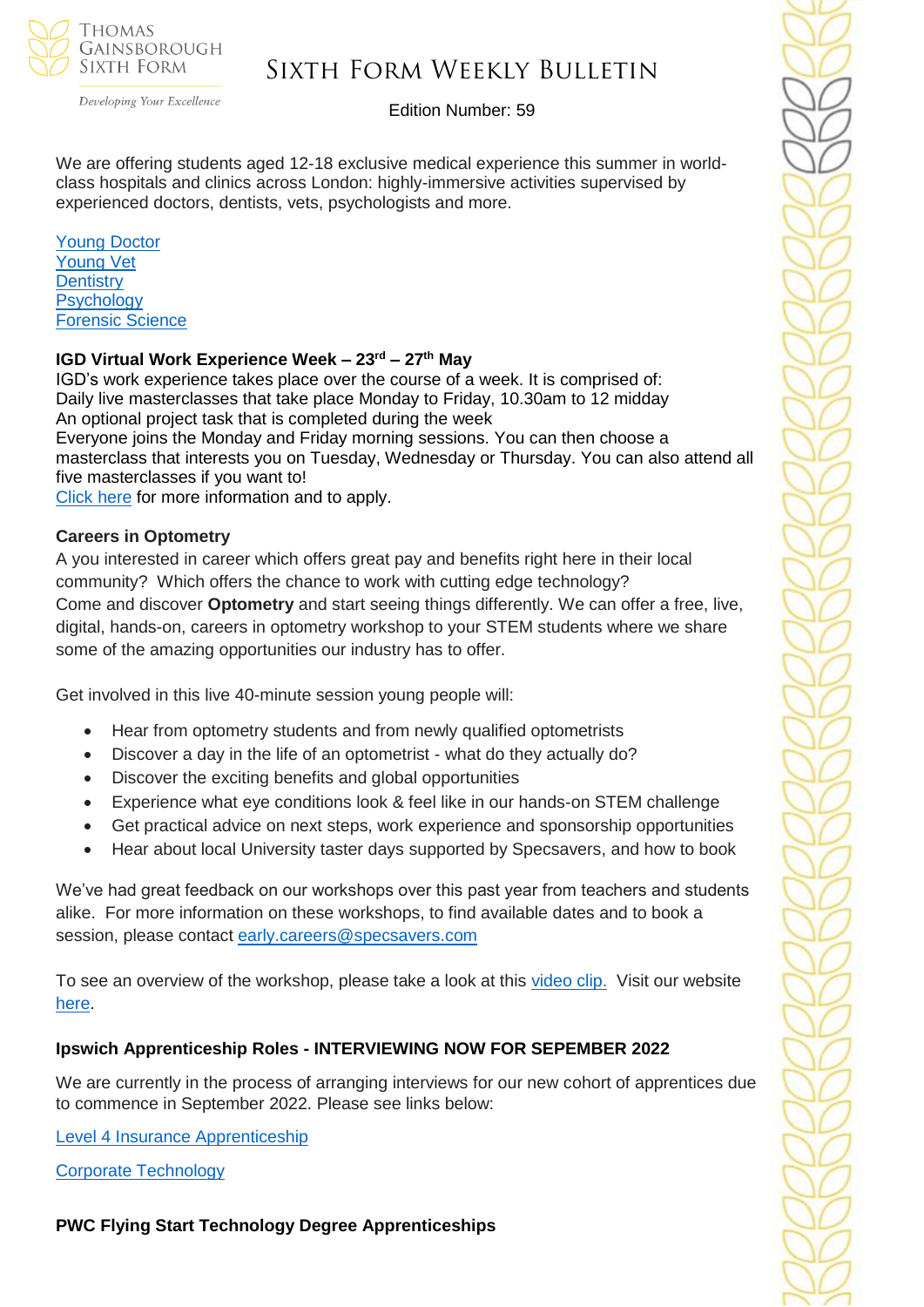We are offering students aged 12-18 exclusive medical experience this summer in world-class hospitals and clinics across London: highly-immersive activities supervised by experienced doctors, dentists, vets, psychologists and more.

Young Doctor
Young Vet
Dentistry
Psychology
Forensic Science

**IGD Virtual Work Experience Week – 23rd – 27th May**

IGD's work experience takes place over the course of a week. It is comprised of:
Daily live masterclasses that take place Monday to Friday, 10.30am to 12 midday
An optional project task that is completed during the week
Everyone joins the Monday and Friday morning sessions. You can then choose a masterclass that interests you on Tuesday, Wednesday or Thursday. You can also attend all five masterclasses if you want to!
Click here for more information and to apply.

**Careers in Optometry**

A you interested in career which offers great pay and benefits right here in their local community? Which offers the chance to work with cutting edge technology?
Come and discover **Optometry** and start seeing things differently. We can offer a free, live, digital, hands-on, careers in optometry workshop to your STEM students where we share some of the amazing opportunities our industry has to offer.

Get involved in this live 40-minute session young people will:

- Hear from optometry students and from newly qualified optometrists
- Discover a day in the life of an optometrist - what do they actually do?
- Discover the exciting benefits and global opportunities
- Experience what eye conditions look & feel like in our hands-on STEM challenge
- Get practical advice on next steps, work experience and sponsorship opportunities
- Hear about local University taster days supported by Specsavers, and how to book

We've had great feedback on our workshops over this past year from teachers and students alike. For more information on these workshops, to find available dates and to book a session, please contact early.careers@specsavers.com

To see an overview of the workshop, please take a look at this video clip. Visit our website here.

**Ipswich Apprenticeship Roles - INTERVIEWING NOW FOR SEPEMBER 2022**

We are currently in the process of arranging interviews for our new cohort of apprentices due to commence in September 2022. Please see links below:

Level 4 Insurance Apprenticeship

Corporate Technology

**PWC Flying Start Technology Degree Apprenticeships**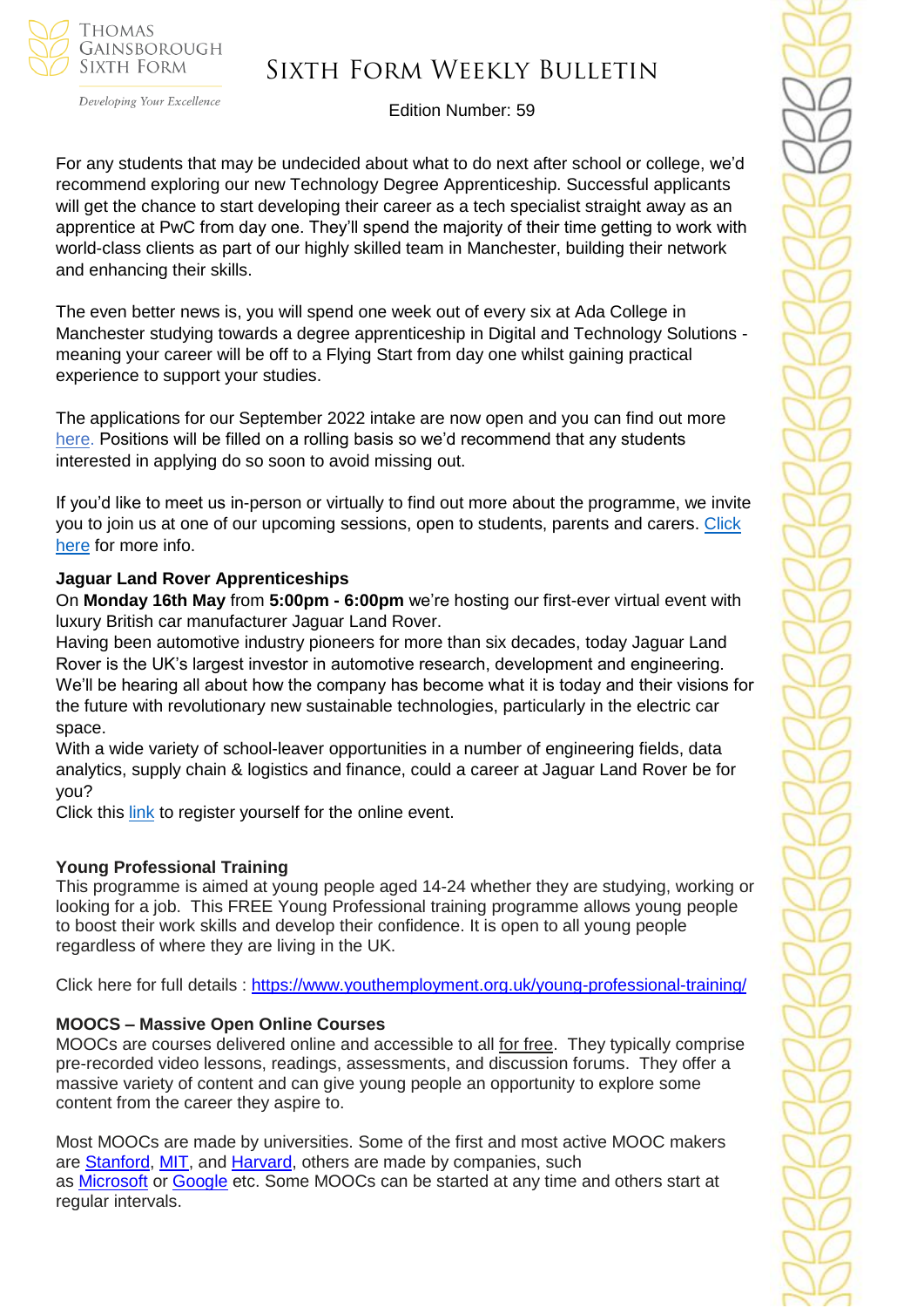For any students that may be undecided about what to do next after school or college, we'd recommend exploring our new Technology Degree Apprenticeship. Successful applicants will get the chance to start developing their career as a tech specialist straight away as an apprentice at PwC from day one. They'll spend the majority of their time getting to work with world-class clients as part of our highly skilled team in Manchester, building their network and enhancing their skills.

The even better news is, you will spend one week out of every six at Ada College in Manchester studying towards a degree apprenticeship in Digital and Technology Solutions - meaning your career will be off to a Flying Start from day one whilst gaining practical experience to support your studies.

The applications for our September 2022 intake are now open and you can find out more here. Positions will be filled on a rolling basis so we'd recommend that any students interested in applying do so soon to avoid missing out.

If you'd like to meet us in-person or virtually to find out more about the programme, we invite you to join us at one of our upcoming sessions, open to students, parents and carers. Click here for more info.

**Jaguar Land Rover Apprenticeships**

On **Monday 16th May** from **5:00pm - 6:00pm** we're hosting our first-ever virtual event with luxury British car manufacturer Jaguar Land Rover.

Having been automotive industry pioneers for more than six decades, today Jaguar Land Rover is the UK's largest investor in automotive research, development and engineering. We'll be hearing all about how the company has become what it is today and their visions for the future with revolutionary new sustainable technologies, particularly in the electric car space.

With a wide variety of school-leaver opportunities in a number of engineering fields, data analytics, supply chain & logistics and finance, could a career at Jaguar Land Rover be for you?

Click this link to register yourself for the online event.

**Young Professional Training**

This programme is aimed at young people aged 14-24 whether they are studying, working or looking for a job. This FREE Young Professional training programme allows young people to boost their work skills and develop their confidence. It is open to all young people regardless of where they are living in the UK.

Click here for full details : https://www.youthemployment.org.uk/young-professional-training/

**MOOCS – Massive Open Online Courses**

MOOCs are courses delivered online and accessible to all for free. They typically comprise pre-recorded video lessons, readings, assessments, and discussion forums. They offer a massive variety of content and can give young people an opportunity to explore some content from the career they aspire to.

Most MOOCs are made by universities. Some of the first and most active MOOC makers are Stanford, MIT, and Harvard, others are made by companies, such as Microsoft or Google etc. Some MOOCs can be started at any time and others start at regular intervals.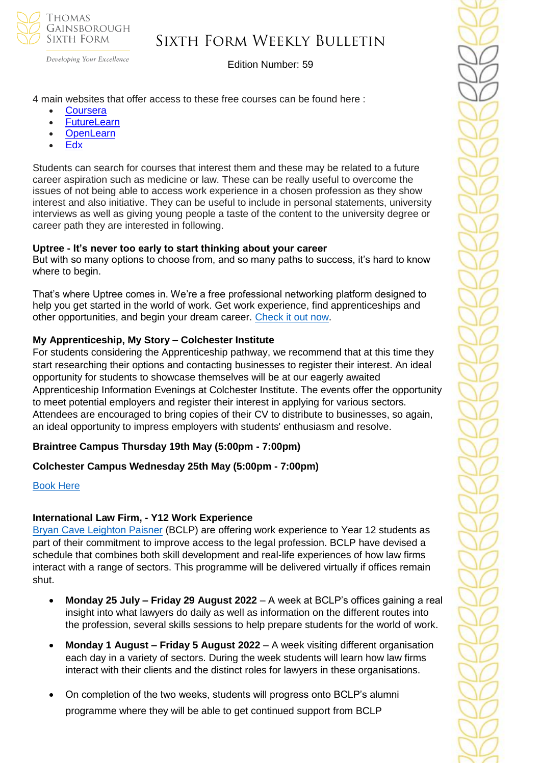4 main websites that offer access to these free courses can be found here :

- Coursera
- FutureLearn
- OpenLearn
- Edx

Students can search for courses that interest them and these may be related to a future career aspiration such as medicine or law. These can be really useful to overcome the issues of not being able to access work experience in a chosen profession as they show interest and also initiative. They can be useful to include in personal statements, university interviews as well as giving young people a taste of the content to the university degree or career path they are interested in following.

**Uptree - It's never too early to start thinking about your career**
But with so many options to choose from, and so many paths to success, it's hard to know where to begin.

That's where Uptree comes in. We're a free professional networking platform designed to help you get started in the world of work. Get work experience, find apprenticeships and other opportunities, and begin your dream career. Check it out now.

**My Apprenticeship, My Story – Colchester Institute**
For students considering the Apprenticeship pathway, we recommend that at this time they start researching their options and contacting businesses to register their interest. An ideal opportunity for students to showcase themselves will be at our eagerly awaited Apprenticeship Information Evenings at Colchester Institute. The events offer the opportunity to meet potential employers and register their interest in applying for various sectors. Attendees are encouraged to bring copies of their CV to distribute to businesses, so again, an ideal opportunity to impress employers with students' enthusiasm and resolve.

**Braintree Campus Thursday 19th May (5:00pm - 7:00pm)**

**Colchester Campus Wednesday 25th May (5:00pm - 7:00pm)**

Book Here

**International Law Firm, - Y12 Work Experience**
Bryan Cave Leighton Paisner (BCLP) are offering work experience to Year 12 students as part of their commitment to improve access to the legal profession. BCLP have devised a schedule that combines both skill development and real-life experiences of how law firms interact with a range of sectors. This programme will be delivered virtually if offices remain shut.

- **Monday 25 July – Friday 29 August 2022** – A week at BCLP's offices gaining a real insight into what lawyers do daily as well as information on the different routes into the profession, several skills sessions to help prepare students for the world of work.
- **Monday 1 August – Friday 5 August 2022** – A week visiting different organisation each day in a variety of sectors. During the week students will learn how law firms interact with their clients and the distinct roles for lawyers in these organisations.
- On completion of the two weeks, students will progress onto BCLP's alumni programme where they will be able to get continued support from BCLP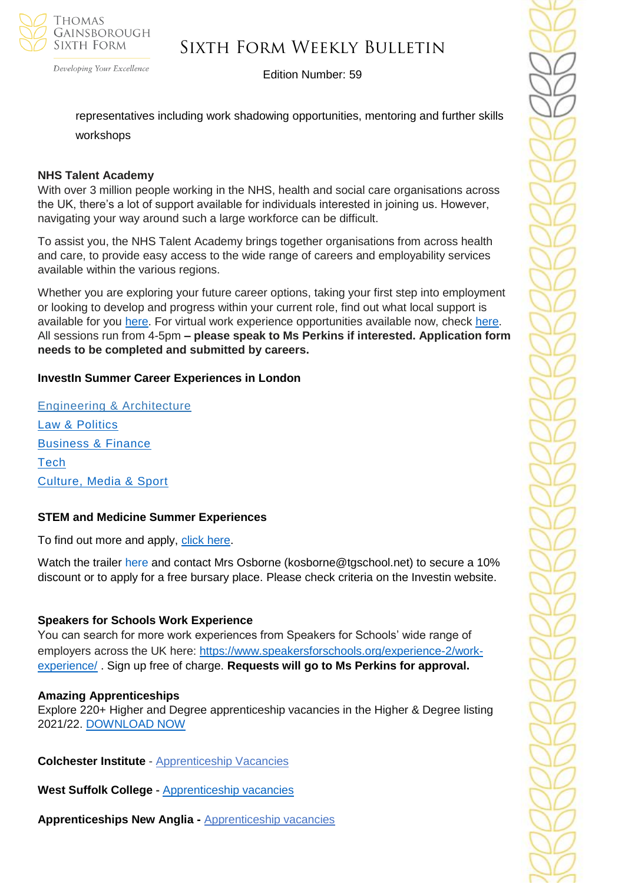representatives including work shadowing opportunities, mentoring and further skills workshops

**NHS Talent Academy**
With over 3 million people working in the NHS, health and social care organisations across the UK, there's a lot of support available for individuals interested in joining us. However, navigating your way around such a large workforce can be difficult.

To assist you, the NHS Talent Academy brings together organisations from across health and care, to provide easy access to the wide range of careers and employability services available within the various regions.

Whether you are exploring your future career options, taking your first step into employment or looking to develop and progress within your current role, find out what local support is available for you here. For virtual work experience opportunities available now, check here. All sessions run from 4-5pm **– please speak to Ms Perkins if interested. Application form needs to be completed and submitted by careers.**

**InvestIn Summer Career Experiences in London**

Engineering & Architecture
Law & Politics
Business & Finance
Tech
Culture, Media & Sport

**STEM and Medicine Summer Experiences**

To find out more and apply, click here.

Watch the trailer here and contact Mrs Osborne (kosborne@tgschool.net) to secure a 10% discount or to apply for a free bursary place. Please check criteria on the Investin website.

**Speakers for Schools Work Experience**
You can search for more work experiences from Speakers for Schools' wide range of employers across the UK here: https://www.speakersforschools.org/experience-2/work-experience/ . Sign up free of charge. **Requests will go to Ms Perkins for approval.**

**Amazing Apprenticeships**
Explore 220+ Higher and Degree apprenticeship vacancies in the Higher & Degree listing 2021/22. DOWNLOAD NOW

**Colchester Institute** - Apprenticeship Vacancies

**West Suffolk College** - Apprenticeship vacancies

**Apprenticeships New Anglia -** Apprenticeship vacancies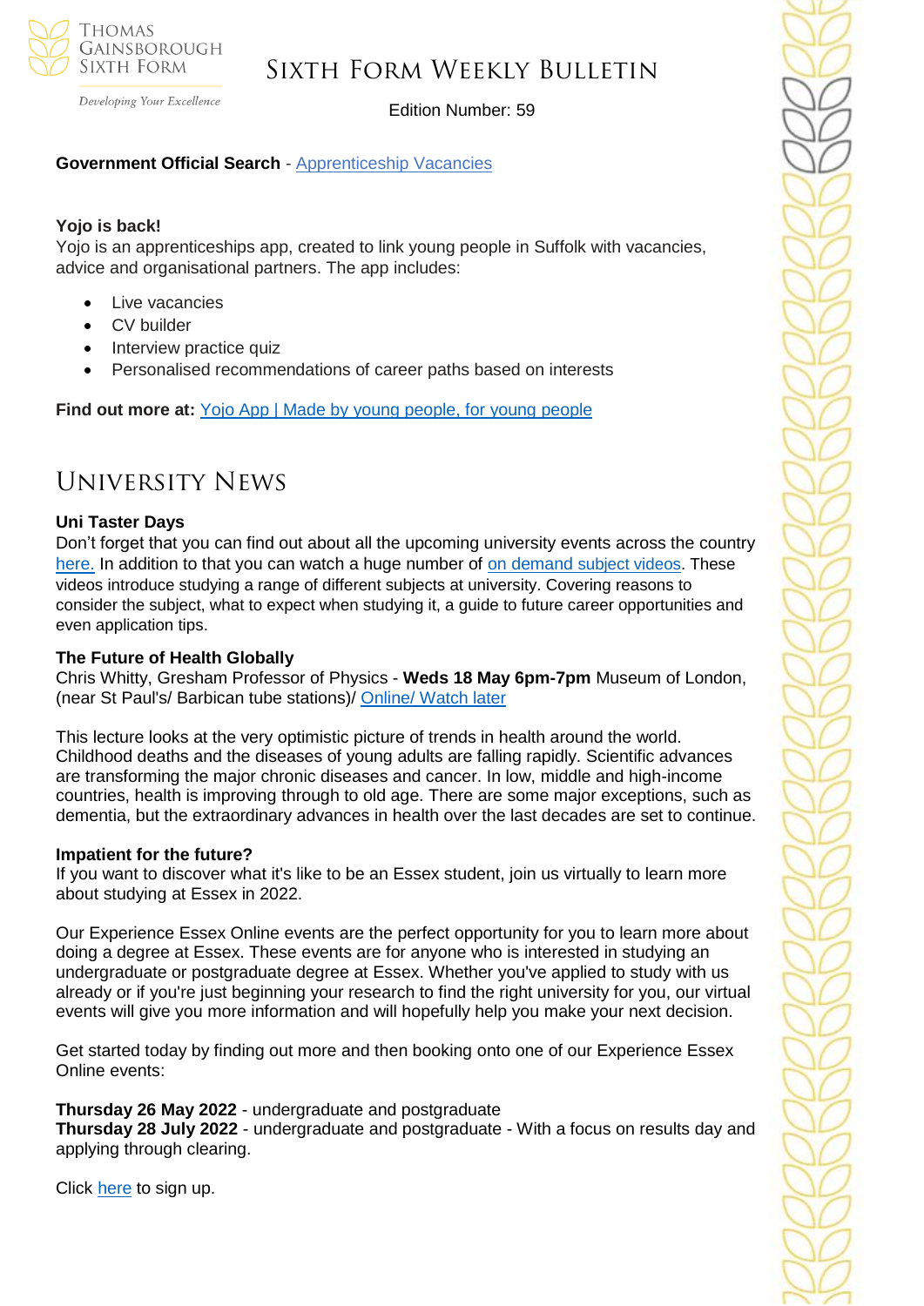**Government Official Search** - Apprenticeship Vacancies

**Yojo is back!**
Yojo is an apprenticeships app, created to link young people in Suffolk with vacancies, advice and organisational partners. The app includes:

- Live vacancies
- CV builder
- Interview practice quiz
- Personalised recommendations of career paths based on interests

**Find out more at:** Yojo App | Made by young people, for young people

# University News

**Uni Taster Days**
Don't forget that you can find out about all the upcoming university events across the country here. In addition to that you can watch a huge number of on demand subject videos. These videos introduce studying a range of different subjects at university. Covering reasons to consider the subject, what to expect when studying it, a guide to future career opportunities and even application tips.

**The Future of Health Globally**
Chris Whitty, Gresham Professor of Physics - **Weds 18 May 6pm-7pm** Museum of London, (near St Paul's/ Barbican tube stations)/ Online/ Watch later

This lecture looks at the very optimistic picture of trends in health around the world. Childhood deaths and the diseases of young adults are falling rapidly. Scientific advances are transforming the major chronic diseases and cancer. In low, middle and high-income countries, health is improving through to old age. There are some major exceptions, such as dementia, but the extraordinary advances in health over the last decades are set to continue.

**Impatient for the future?**
If you want to discover what it's like to be an Essex student, join us virtually to learn more about studying at Essex in 2022.

Our Experience Essex Online events are the perfect opportunity for you to learn more about doing a degree at Essex. These events are for anyone who is interested in studying an undergraduate or postgraduate degree at Essex. Whether you've applied to study with us already or if you're just beginning your research to find the right university for you, our virtual events will give you more information and will hopefully help you make your next decision.

Get started today by finding out more and then booking onto one of our Experience Essex Online events:

**Thursday 26 May 2022** - undergraduate and postgraduate
**Thursday 28 July 2022** - undergraduate and postgraduate - With a focus on results day and applying through clearing.

Click here to sign up.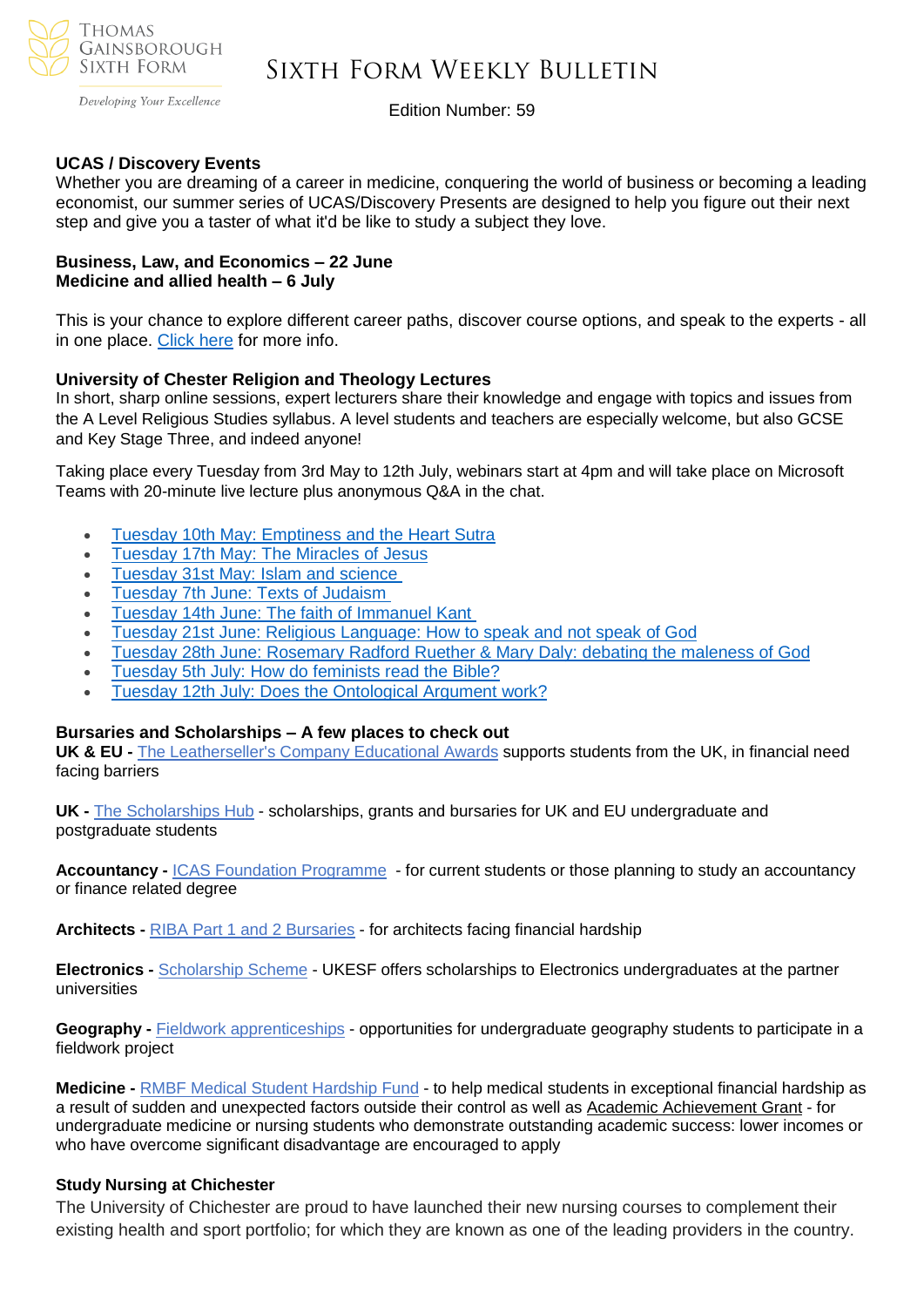# Sixth Form Weekly Bulletin

Edition Number: 59

### UCAS / Discovery Events

Whether you are dreaming of a career in medicine, conquering the world of business or becoming a leading economist, our summer series of UCAS/Discovery Presents are designed to help you figure out their next step and give you a taster of what it'd be like to study a subject they love.

**Business, Law, and Economics – 22 June**
**Medicine and allied health – 6 July**

This is your chance to explore different career paths, discover course options, and speak to the experts - all in one place. Click here for more info.

### University of Chester Religion and Theology Lectures

In short, sharp online sessions, expert lecturers share their knowledge and engage with topics and issues from the A Level Religious Studies syllabus. A level students and teachers are especially welcome, but also GCSE and Key Stage Three, and indeed anyone!

Taking place every Tuesday from 3rd May to 12th July, webinars start at 4pm and will take place on Microsoft Teams with 20-minute live lecture plus anonymous Q&A in the chat.

- Tuesday 10th May: Emptiness and the Heart Sutra
- Tuesday 17th May: The Miracles of Jesus
- Tuesday 31st May: Islam and science
- Tuesday 7th June: Texts of Judaism
- Tuesday 14th June: The faith of Immanuel Kant
- Tuesday 21st June: Religious Language: How to speak and not speak of God
- Tuesday 28th June: Rosemary Radford Ruether & Mary Daly: debating the maleness of God
- Tuesday 5th July: How do feminists read the Bible?
- Tuesday 12th July: Does the Ontological Argument work?

### Bursaries and Scholarships – A few places to check out

**UK & EU -** The Leatherseller's Company Educational Awards supports students from the UK, in financial need facing barriers

**UK -** The Scholarships Hub - scholarships, grants and bursaries for UK and EU undergraduate and postgraduate students

**Accountancy -** ICAS Foundation Programme - for current students or those planning to study an accountancy or finance related degree

**Architects -** RIBA Part 1 and 2 Bursaries - for architects facing financial hardship

**Electronics -** Scholarship Scheme - UKESF offers scholarships to Electronics undergraduates at the partner universities

**Geography -** Fieldwork apprenticeships - opportunities for undergraduate geography students to participate in a fieldwork project

**Medicine -** RMBF Medical Student Hardship Fund - to help medical students in exceptional financial hardship as a result of sudden and unexpected factors outside their control as well as Academic Achievement Grant - for undergraduate medicine or nursing students who demonstrate outstanding academic success: lower incomes or who have overcome significant disadvantage are encouraged to apply

### Study Nursing at Chichester

The University of Chichester are proud to have launched their new nursing courses to complement their existing health and sport portfolio; for which they are known as one of the leading providers in the country.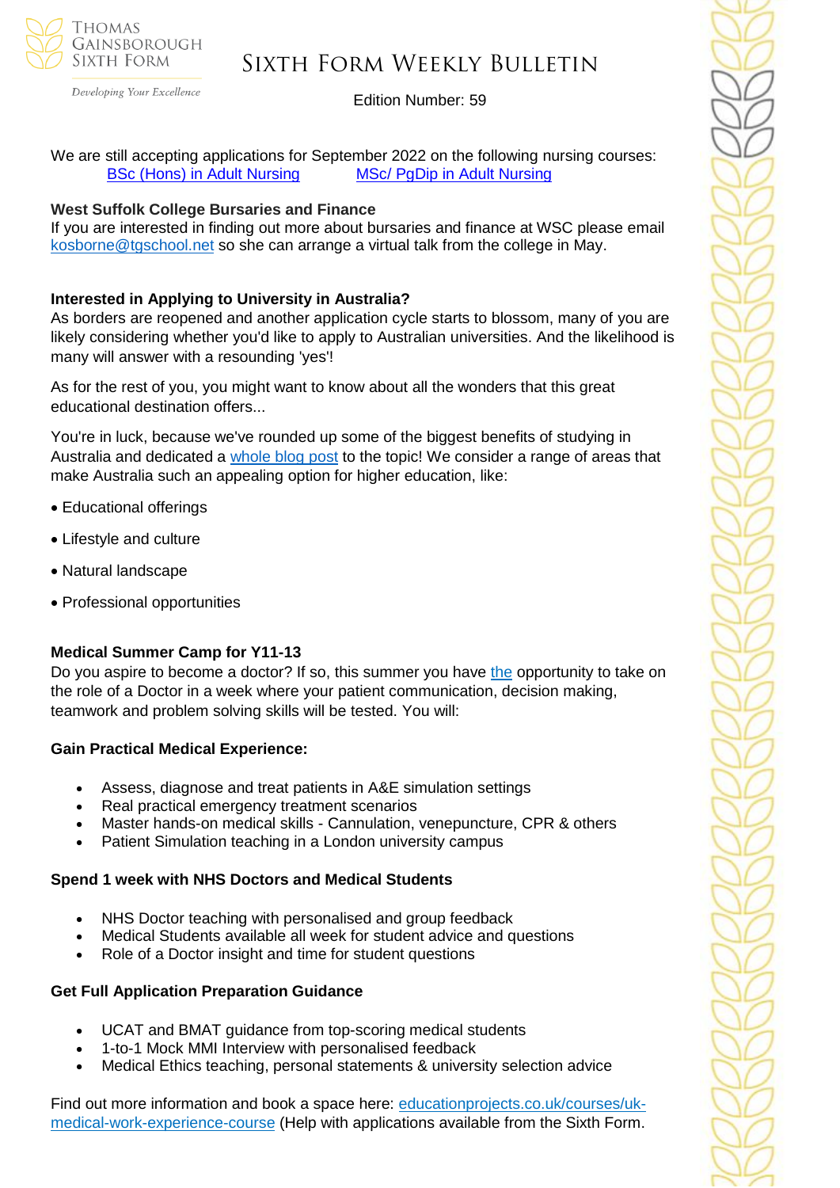We are still accepting applications for September 2022 on the following nursing courses:

BSc (Hons) in Adult Nursing          MSc/ PgDip in Adult Nursing

**West Suffolk College Bursaries and Finance**

If you are interested in finding out more about bursaries and finance at WSC please email kosborne@tgschool.net so she can arrange a virtual talk from the college in May.

**Interested in Applying to University in Australia?**

As borders are reopened and another application cycle starts to blossom, many of you are likely considering whether you'd like to apply to Australian universities. And the likelihood is many will answer with a resounding 'yes'!

As for the rest of you, you might want to know about all the wonders that this great educational destination offers...

You're in luck, because we've rounded up some of the biggest benefits of studying in Australia and dedicated a whole blog post to the topic! We consider a range of areas that make Australia such an appealing option for higher education, like:

- Educational offerings
- Lifestyle and culture
- Natural landscape
- Professional opportunities

**Medical Summer Camp for Y11-13**

Do you aspire to become a doctor? If so, this summer you have the opportunity to take on the role of a Doctor in a week where your patient communication, decision making, teamwork and problem solving skills will be tested. You will:

**Gain Practical Medical Experience:**

- Assess, diagnose and treat patients in A&E simulation settings
- Real practical emergency treatment scenarios
- Master hands-on medical skills - Cannulation, venepuncture, CPR & others
- Patient Simulation teaching in a London university campus

**Spend 1 week with NHS Doctors and Medical Students**

- NHS Doctor teaching with personalised and group feedback
- Medical Students available all week for student advice and questions
- Role of a Doctor insight and time for student questions

**Get Full Application Preparation Guidance**

- UCAT and BMAT guidance from top-scoring medical students
- 1-to-1 Mock MMI Interview with personalised feedback
- Medical Ethics teaching, personal statements & university selection advice

Find out more information and book a space here: educationprojects.co.uk/courses/uk-medical-work-experience-course (Help with applications available from the Sixth Form.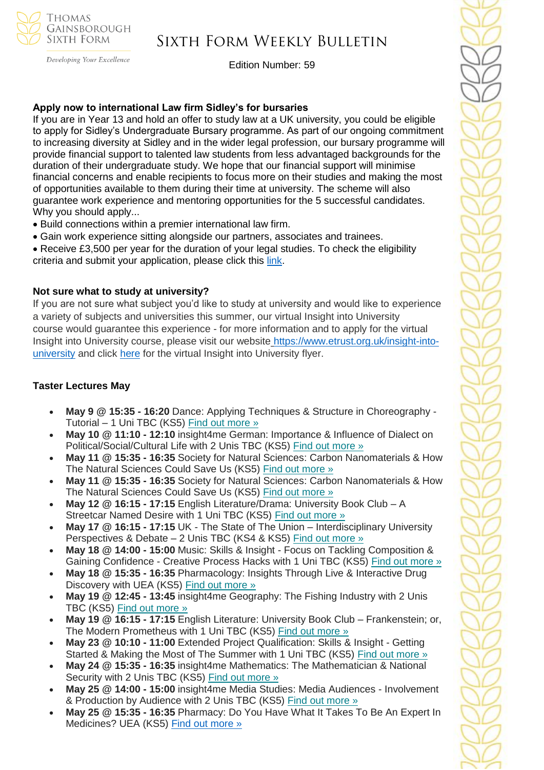**Apply now to international Law firm Sidley's for bursaries**

If you are in Year 13 and hold an offer to study law at a UK university, you could be eligible to apply for Sidley's Undergraduate Bursary programme. As part of our ongoing commitment to increasing diversity at Sidley and in the wider legal profession, our bursary programme will provide financial support to talented law students from less advantaged backgrounds for the duration of their undergraduate study. We hope that our financial support will minimise financial concerns and enable recipients to focus more on their studies and making the most of opportunities available to them during their time at university. The scheme will also guarantee work experience and mentoring opportunities for the 5 successful candidates.

Why you should apply...

- Build connections within a premier international law firm.
- Gain work experience sitting alongside our partners, associates and trainees.
- Receive £3,500 per year for the duration of your legal studies. To check the eligibility criteria and submit your application, please click this link.

**Not sure what to study at university?**

If you are not sure what subject you'd like to study at university and would like to experience a variety of subjects and universities this summer, our virtual Insight into University course would guarantee this experience - for more information and to apply for the virtual Insight into University course, please visit our website https://www.etrust.org.uk/insight-into-university and click here for the virtual Insight into University flyer.

**Taster Lectures May**

- **May 9 @ 15:35 - 16:20** Dance: Applying Techniques & Structure in Choreography - Tutorial – 1 Uni TBC (KS5) Find out more »
- **May 10 @ 11:10 - 12:10** insight4me German: Importance & Influence of Dialect on Political/Social/Cultural Life with 2 Unis TBC (KS5) Find out more »
- **May 11 @ 15:35 - 16:35** Society for Natural Sciences: Carbon Nanomaterials & How The Natural Sciences Could Save Us (KS5) Find out more »
- **May 11 @ 15:35 - 16:35** Society for Natural Sciences: Carbon Nanomaterials & How The Natural Sciences Could Save Us (KS5) Find out more »
- **May 12 @ 16:15 - 17:15** English Literature/Drama: University Book Club – A Streetcar Named Desire with 1 Uni TBC (KS5) Find out more »
- **May 17 @ 16:15 - 17:15** UK - The State of The Union – Interdisciplinary University Perspectives & Debate – 2 Unis TBC (KS4 & KS5) Find out more »
- **May 18 @ 14:00 - 15:00** Music: Skills & Insight - Focus on Tackling Composition & Gaining Confidence - Creative Process Hacks with 1 Uni TBC (KS5) Find out more »
- **May 18 @ 15:35 - 16:35** Pharmacology: Insights Through Live & Interactive Drug Discovery with UEA (KS5) Find out more »
- **May 19 @ 12:45 - 13:45** insight4me Geography: The Fishing Industry with 2 Unis TBC (KS5) Find out more »
- **May 19 @ 16:15 - 17:15** English Literature: University Book Club – Frankenstein; or, The Modern Prometheus with 1 Uni TBC (KS5) Find out more »
- **May 23 @ 10:10 - 11:00** Extended Project Qualification: Skills & Insight - Getting Started & Making the Most of The Summer with 1 Uni TBC (KS5) Find out more »
- **May 24 @ 15:35 - 16:35** insight4me Mathematics: The Mathematician & National Security with 2 Unis TBC (KS5) Find out more »
- **May 25 @ 14:00 - 15:00** insight4me Media Studies: Media Audiences - Involvement & Production by Audience with 2 Unis TBC (KS5) Find out more »
- **May 25 @ 15:35 - 16:35** Pharmacy: Do You Have What It Takes To Be An Expert In Medicines? UEA (KS5) Find out more »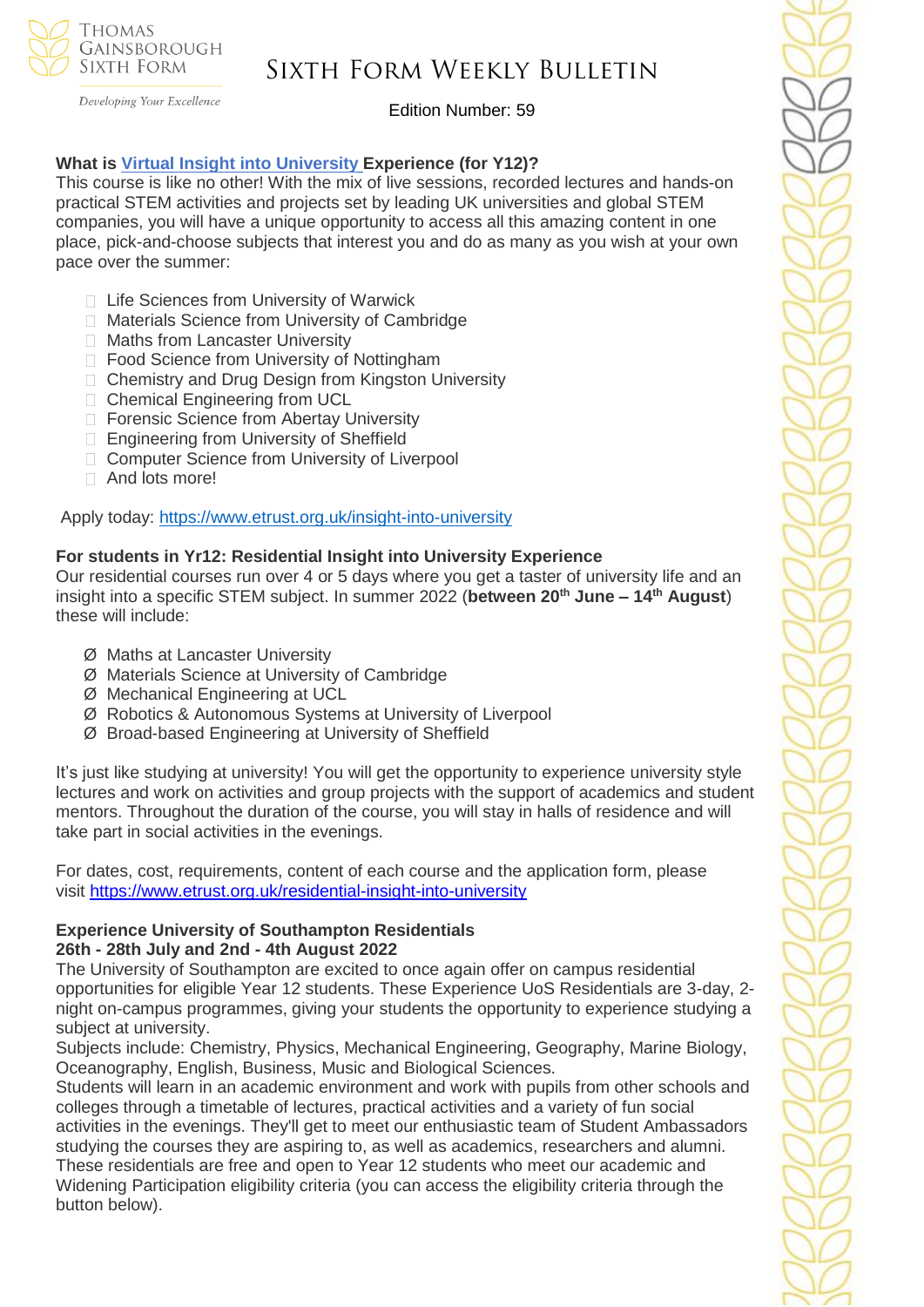**What is Virtual Insight into University Experience (for Y12)?**
This course is like no other! With the mix of live sessions, recorded lectures and hands-on practical STEM activities and projects set by leading UK universities and global STEM companies, you will have a unique opportunity to access all this amazing content in one place, pick-and-choose subjects that interest you and do as many as you wish at your own pace over the summer:

- Life Sciences from University of Warwick
- Materials Science from University of Cambridge
- Maths from Lancaster University
- Food Science from University of Nottingham
- Chemistry and Drug Design from Kingston University
- Chemical Engineering from UCL
- Forensic Science from Abertay University
- Engineering from University of Sheffield
- Computer Science from University of Liverpool
- And lots more!

Apply today: https://www.etrust.org.uk/insight-into-university

**For students in Yr12: Residential Insight into University Experience**
Our residential courses run over 4 or 5 days where you get a taster of university life and an insight into a specific STEM subject. In summer 2022 (**between 20th June – 14th August**) these will include:

- Maths at Lancaster University
- Materials Science at University of Cambridge
- Mechanical Engineering at UCL
- Robotics & Autonomous Systems at University of Liverpool
- Broad-based Engineering at University of Sheffield

It's just like studying at university! You will get the opportunity to experience university style lectures and work on activities and group projects with the support of academics and student mentors. Throughout the duration of the course, you will stay in halls of residence and will take part in social activities in the evenings.

For dates, cost, requirements, content of each course and the application form, please visit https://www.etrust.org.uk/residential-insight-into-university

**Experience University of Southampton Residentials**
**26th - 28th July and 2nd - 4th August 2022**
The University of Southampton are excited to once again offer on campus residential opportunities for eligible Year 12 students. These Experience UoS Residentials are 3-day, 2-night on-campus programmes, giving your students the opportunity to experience studying a subject at university.
Subjects include: Chemistry, Physics, Mechanical Engineering, Geography, Marine Biology, Oceanography, English, Business, Music and Biological Sciences.
Students will learn in an academic environment and work with pupils from other schools and colleges through a timetable of lectures, practical activities and a variety of fun social activities in the evenings. They'll get to meet our enthusiastic team of Student Ambassadors studying the courses they are aspiring to, as well as academics, researchers and alumni. These residentials are free and open to Year 12 students who meet our academic and Widening Participation eligibility criteria (you can access the eligibility criteria through the button below).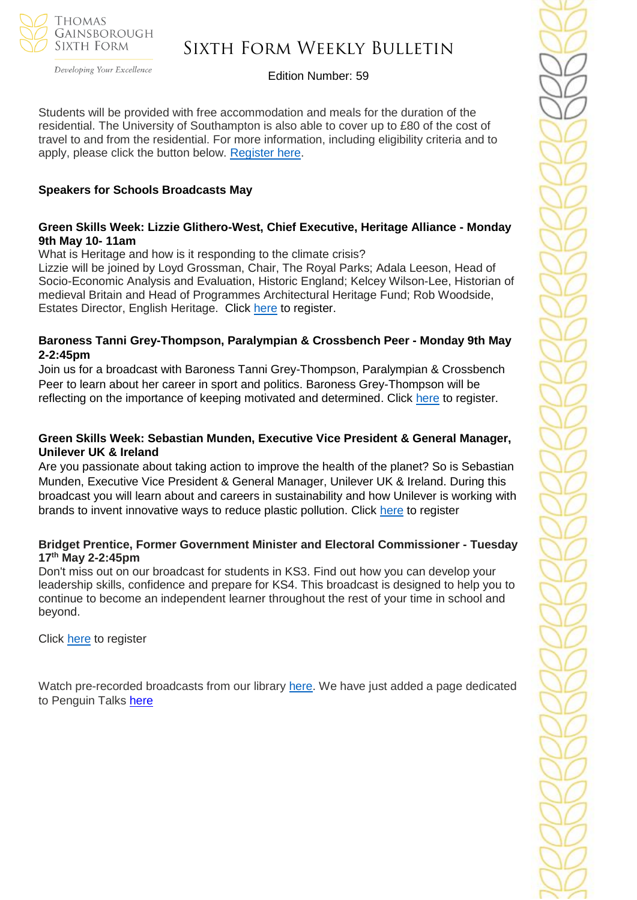Students will be provided with free accommodation and meals for the duration of the residential. The University of Southampton is also able to cover up to £80 of the cost of travel to and from the residential. For more information, including eligibility criteria and to apply, please click the button below. Register here.

**Speakers for Schools Broadcasts May**

**Green Skills Week: Lizzie Glithero-West, Chief Executive, Heritage Alliance - Monday 9th May 10- 11am**

What is Heritage and how is it responding to the climate crisis?
Lizzie will be joined by Loyd Grossman, Chair, The Royal Parks; Adala Leeson, Head of Socio-Economic Analysis and Evaluation, Historic England; Kelcey Wilson-Lee, Historian of medieval Britain and Head of Programmes Architectural Heritage Fund; Rob Woodside, Estates Director, English Heritage. Click here to register.

**Baroness Tanni Grey-Thompson, Paralympian & Crossbench Peer - Monday 9th May 2-2:45pm**

Join us for a broadcast with Baroness Tanni Grey-Thompson, Paralympian & Crossbench Peer to learn about her career in sport and politics. Baroness Grey-Thompson will be reflecting on the importance of keeping motivated and determined. Click here to register.

**Green Skills Week: Sebastian Munden, Executive Vice President & General Manager, Unilever UK & Ireland**

Are you passionate about taking action to improve the health of the planet? So is Sebastian Munden, Executive Vice President & General Manager, Unilever UK & Ireland. During this broadcast you will learn about and careers in sustainability and how Unilever is working with brands to invent innovative ways to reduce plastic pollution. Click here to register

**Bridget Prentice, Former Government Minister and Electoral Commissioner - Tuesday 17th May 2-2:45pm**

Don't miss out on our broadcast for students in KS3. Find out how you can develop your leadership skills, confidence and prepare for KS4. This broadcast is designed to help you to continue to become an independent learner throughout the rest of your time in school and beyond.

Click here to register

Watch pre-recorded broadcasts from our library here. We have just added a page dedicated to Penguin Talks here